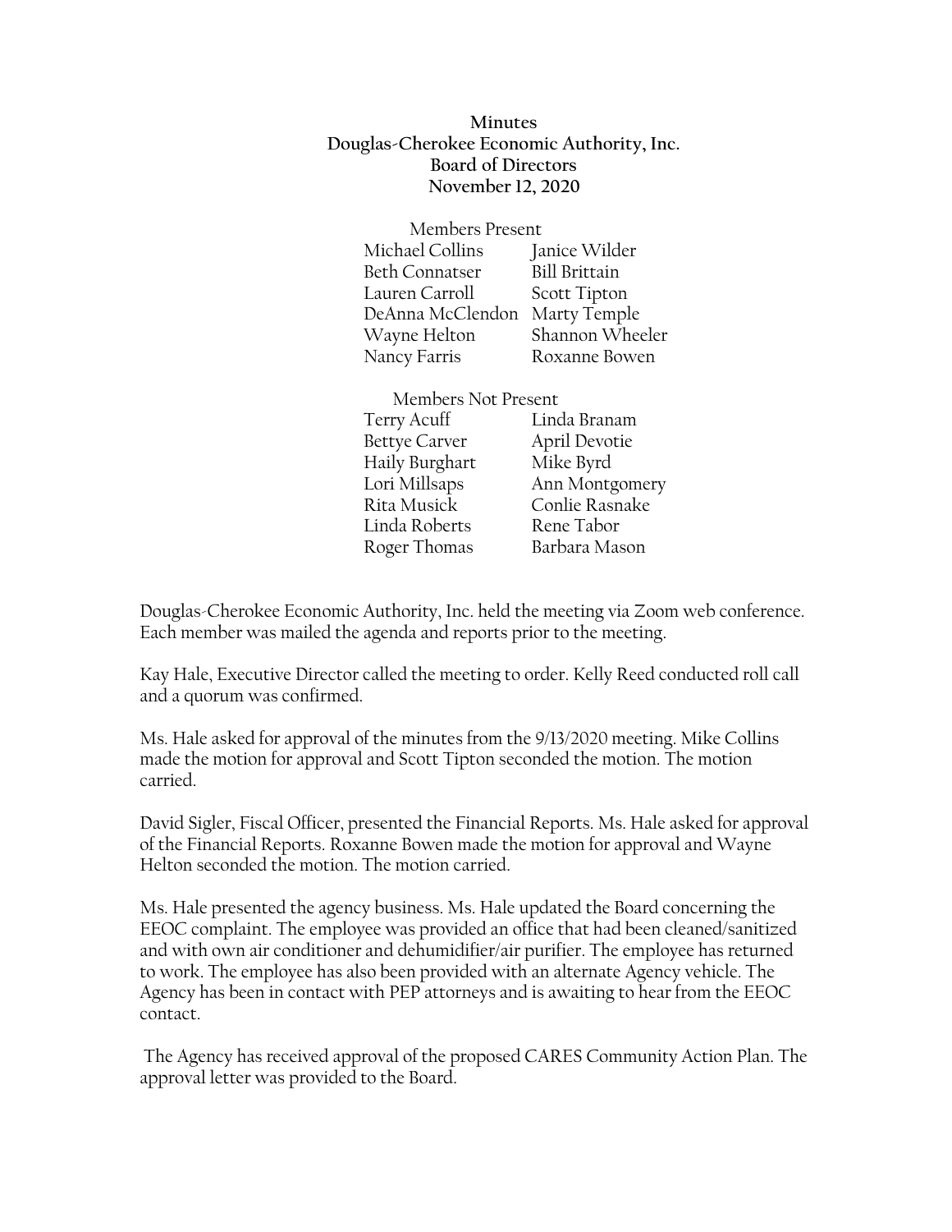**Minutes**
**Douglas-Cherokee Economic Authority, Inc.**
**Board of Directors**
**November 12, 2020**

Members Present

| | |
|---|---|
| Michael Collins | Janice Wilder |
| Beth Connatser | Bill Brittain |
| Lauren Carroll | Scott Tipton |
| DeAnna McClendon | Marty Temple |
| Wayne Helton | Shannon Wheeler |
| Nancy Farris | Roxanne Bowen |

Members Not Present

| | |
|---|---|
| Terry Acuff | Linda Branam |
| Bettye Carver | April Devotie |
| Haily Burghart | Mike Byrd |
| Lori Millsaps | Ann Montgomery |
| Rita Musick | Conlie Rasnake |
| Linda Roberts | Rene Tabor |
| Roger Thomas | Barbara Mason |

Douglas-Cherokee Economic Authority, Inc. held the meeting via Zoom web conference. Each member was mailed the agenda and reports prior to the meeting.

Kay Hale, Executive Director called the meeting to order. Kelly Reed conducted roll call and a quorum was confirmed.

Ms. Hale asked for approval of the minutes from the 9/13/2020 meeting. Mike Collins made the motion for approval and Scott Tipton seconded the motion. The motion carried.

David Sigler, Fiscal Officer, presented the Financial Reports. Ms. Hale asked for approval of the Financial Reports. Roxanne Bowen made the motion for approval and Wayne Helton seconded the motion. The motion carried.

Ms. Hale presented the agency business. Ms. Hale updated the Board concerning the EEOC complaint. The employee was provided an office that had been cleaned/sanitized and with own air conditioner and dehumidifier/air purifier. The employee has returned to work. The employee has also been provided with an alternate Agency vehicle. The Agency has been in contact with PEP attorneys and is awaiting to hear from the EEOC contact.

The Agency has received approval of the proposed CARES Community Action Plan. The approval letter was provided to the Board.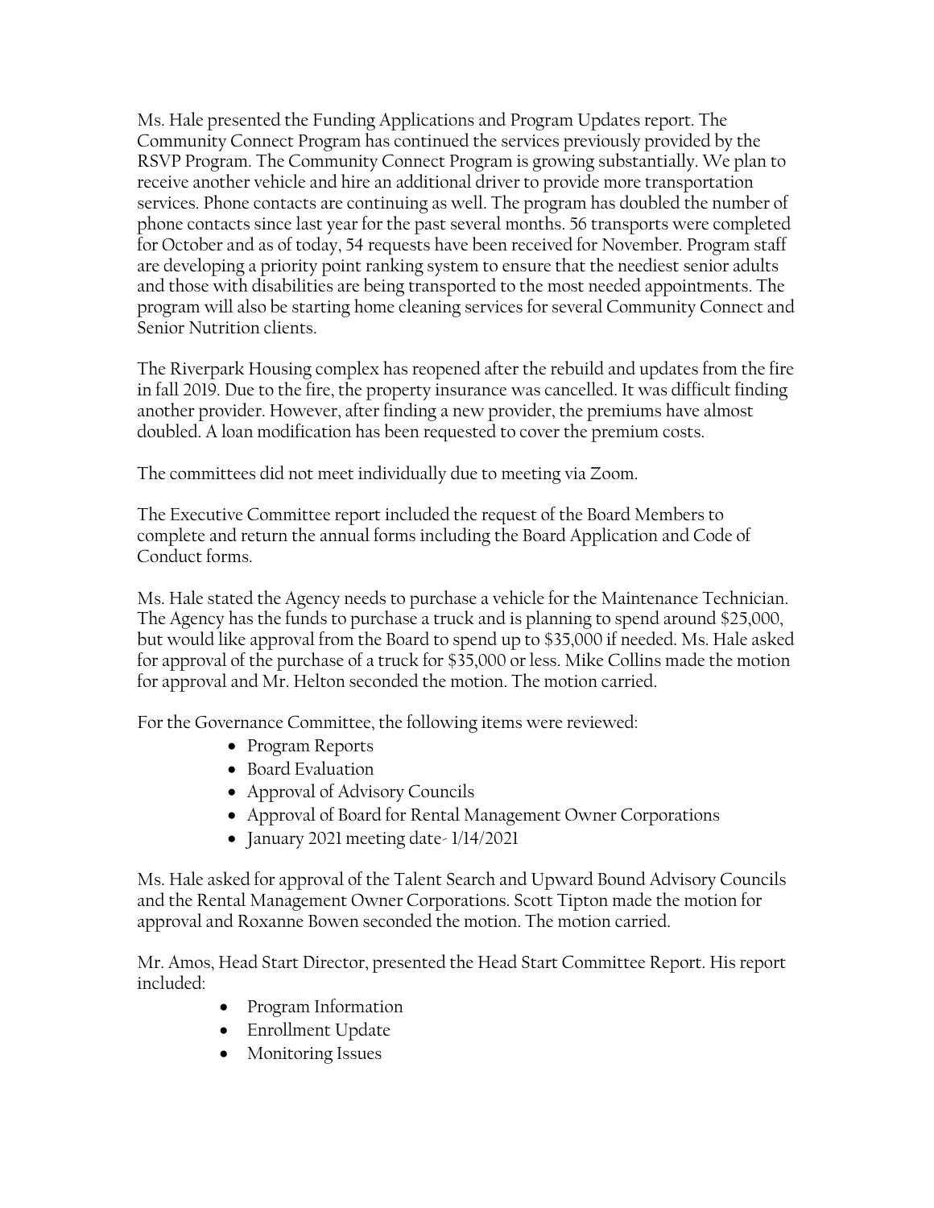Ms. Hale presented the Funding Applications and Program Updates report. The Community Connect Program has continued the services previously provided by the RSVP Program. The Community Connect Program is growing substantially. We plan to receive another vehicle and hire an additional driver to provide more transportation services. Phone contacts are continuing as well. The program has doubled the number of phone contacts since last year for the past several months. 56 transports were completed for October and as of today, 54 requests have been received for November. Program staff are developing a priority point ranking system to ensure that the neediest senior adults and those with disabilities are being transported to the most needed appointments. The program will also be starting home cleaning services for several Community Connect and Senior Nutrition clients.

The Riverpark Housing complex has reopened after the rebuild and updates from the fire in fall 2019. Due to the fire, the property insurance was cancelled. It was difficult finding another provider. However, after finding a new provider, the premiums have almost doubled. A loan modification has been requested to cover the premium costs.

The committees did not meet individually due to meeting via Zoom.

The Executive Committee report included the request of the Board Members to complete and return the annual forms including the Board Application and Code of Conduct forms.

Ms. Hale stated the Agency needs to purchase a vehicle for the Maintenance Technician. The Agency has the funds to purchase a truck and is planning to spend around $25,000, but would like approval from the Board to spend up to $35,000 if needed. Ms. Hale asked for approval of the purchase of a truck for $35,000 or less. Mike Collins made the motion for approval and Mr. Helton seconded the motion. The motion carried.

For the Governance Committee, the following items were reviewed:

- Program Reports
- Board Evaluation
- Approval of Advisory Councils
- Approval of Board for Rental Management Owner Corporations
- January 2021 meeting date- 1/14/2021

Ms. Hale asked for approval of the Talent Search and Upward Bound Advisory Councils and the Rental Management Owner Corporations. Scott Tipton made the motion for approval and Roxanne Bowen seconded the motion. The motion carried.

Mr. Amos, Head Start Director, presented the Head Start Committee Report. His report included:

- Program Information
- Enrollment Update
- Monitoring Issues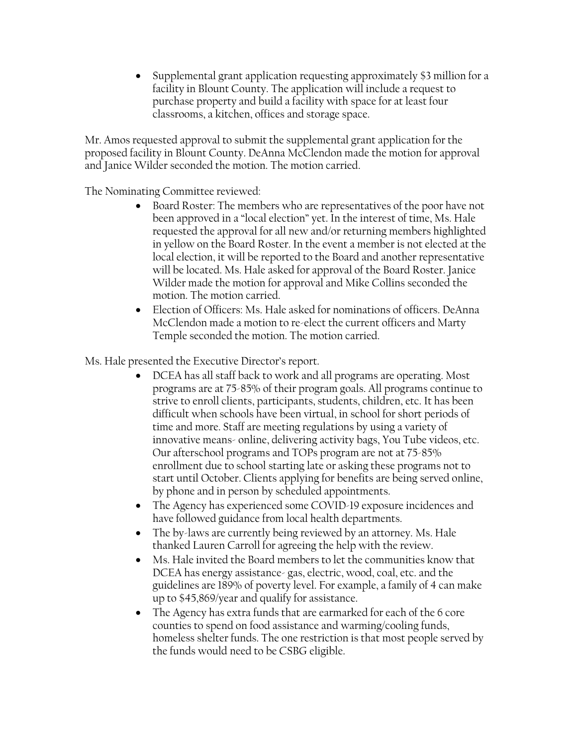- Supplemental grant application requesting approximately $3 million for a facility in Blount County. The application will include a request to purchase property and build a facility with space for at least four classrooms, a kitchen, offices and storage space.

Mr. Amos requested approval to submit the supplemental grant application for the proposed facility in Blount County. DeAnna McClendon made the motion for approval and Janice Wilder seconded the motion. The motion carried.

The Nominating Committee reviewed:

- Board Roster: The members who are representatives of the poor have not been approved in a "local election" yet. In the interest of time, Ms. Hale requested the approval for all new and/or returning members highlighted in yellow on the Board Roster. In the event a member is not elected at the local election, it will be reported to the Board and another representative will be located. Ms. Hale asked for approval of the Board Roster. Janice Wilder made the motion for approval and Mike Collins seconded the motion. The motion carried.
- Election of Officers: Ms. Hale asked for nominations of officers. DeAnna McClendon made a motion to re-elect the current officers and Marty Temple seconded the motion. The motion carried.

Ms. Hale presented the Executive Director's report.

- DCEA has all staff back to work and all programs are operating. Most programs are at 75-85% of their program goals. All programs continue to strive to enroll clients, participants, students, children, etc. It has been difficult when schools have been virtual, in school for short periods of time and more. Staff are meeting regulations by using a variety of innovative means- online, delivering activity bags, You Tube videos, etc. Our afterschool programs and TOPs program are not at 75-85% enrollment due to school starting late or asking these programs not to start until October. Clients applying for benefits are being served online, by phone and in person by scheduled appointments.
- The Agency has experienced some COVID-19 exposure incidences and have followed guidance from local health departments.
- The by-laws are currently being reviewed by an attorney. Ms. Hale thanked Lauren Carroll for agreeing the help with the review.
- Ms. Hale invited the Board members to let the communities know that DCEA has energy assistance- gas, electric, wood, coal, etc. and the guidelines are 189% of poverty level. For example, a family of 4 can make up to $45,869/year and qualify for assistance.
- The Agency has extra funds that are earmarked for each of the 6 core counties to spend on food assistance and warming/cooling funds, homeless shelter funds. The one restriction is that most people served by the funds would need to be CSBG eligible.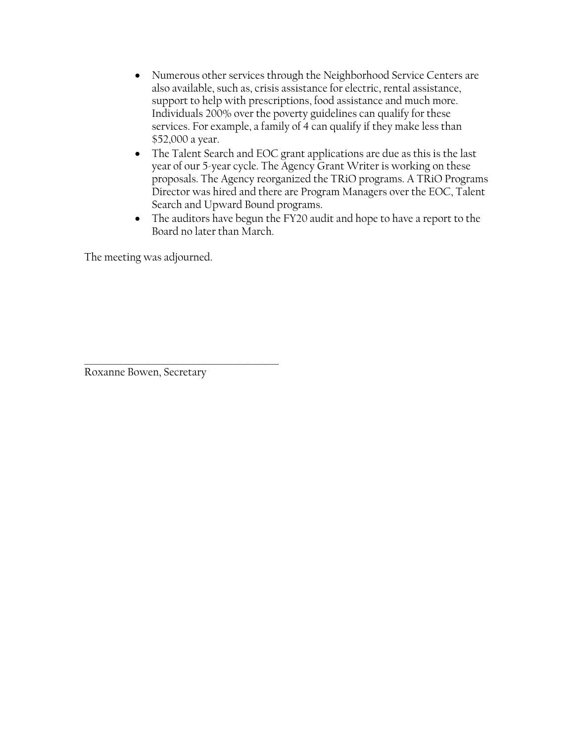- Numerous other services through the Neighborhood Service Centers are also available, such as, crisis assistance for electric, rental assistance, support to help with prescriptions, food assistance and much more. Individuals 200% over the poverty guidelines can qualify for these services. For example, a family of 4 can qualify if they make less than $52,000 a year.
- The Talent Search and EOC grant applications are due as this is the last year of our 5-year cycle. The Agency Grant Writer is working on these proposals. The Agency reorganized the TRiO programs. A TRiO Programs Director was hired and there are Program Managers over the EOC, Talent Search and Upward Bound programs.
- The auditors have begun the FY20 audit and hope to have a report to the Board no later than March.

The meeting was adjourned.

\_\_\_\_\_\_\_\_\_\_\_\_\_\_\_\_\_\_\_\_\_\_\_\_\_\_\_\_\_\_\_\_\_\_\_\_\_\_\_\_

Roxanne Bowen, Secretary